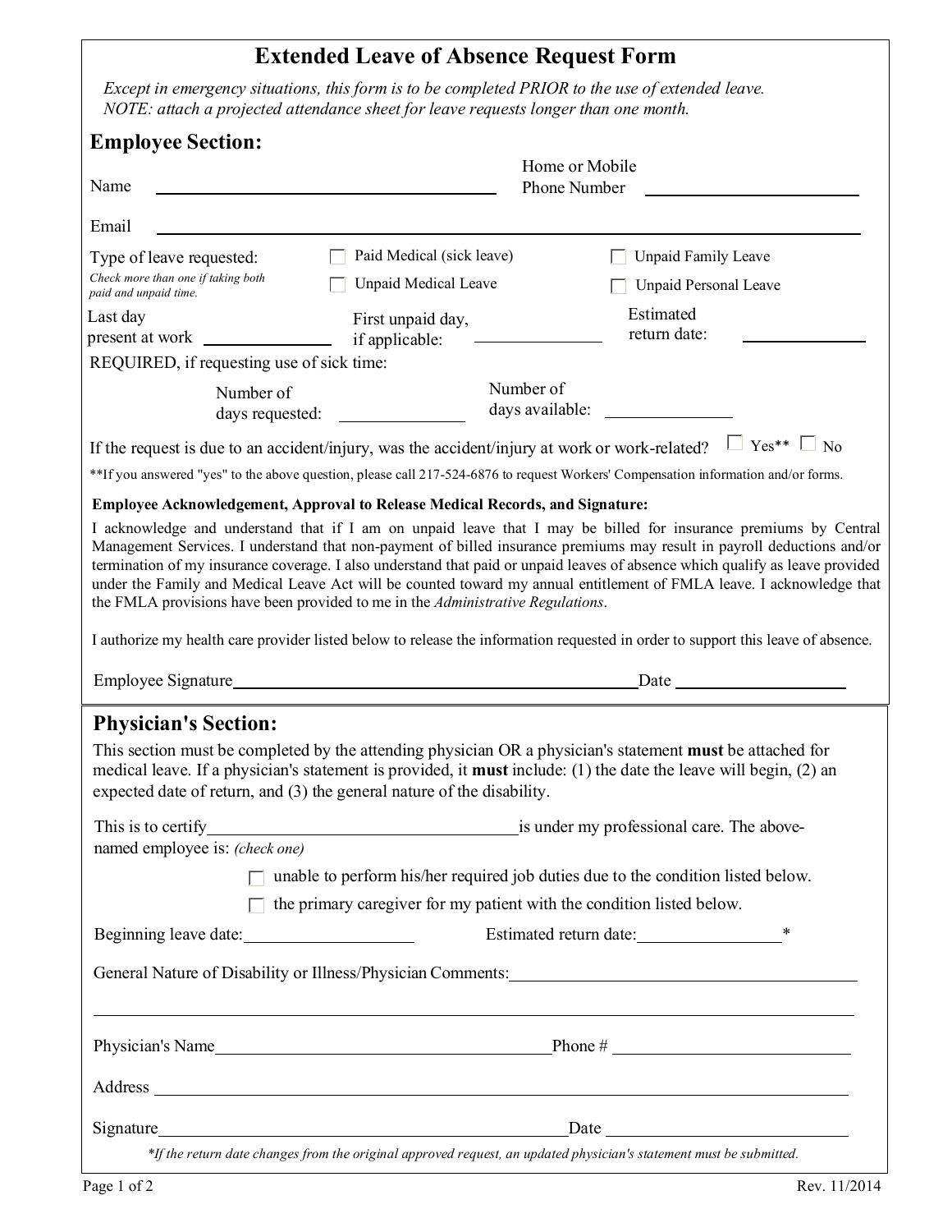# Extended Leave of Absence Request Form

*Except in emergency situations, this form is to be completed PRIOR to the use of extended leave.*
*NOTE: attach a projected attendance sheet for leave requests longer than one month.*

## Employee Section:

Name ______________________ Home or Mobile Phone Number ______________________

Email ______________________

Type of leave requested:
*Check more than one if taking both paid and unpaid time.*

- ☐ Paid Medical (sick leave)
- ☐ Unpaid Medical Leave
- ☐ Unpaid Family Leave
- ☐ Unpaid Personal Leave

Last day present at work __________ First unpaid day, if applicable: __________ Estimated return date: __________

REQUIRED, if requesting use of sick time:

Number of days requested: __________ Number of days available: __________

If the request is due to an accident/injury, was the accident/injury at work or work-related? ☐ Yes** ☐ No

**If you answered "yes" to the above question, please call 217-524-6876 to request Workers' Compensation information and/or forms.

**Employee Acknowledgement, Approval to Release Medical Records, and Signature:**

I acknowledge and understand that if I am on unpaid leave that I may be billed for insurance premiums by Central Management Services. I understand that non-payment of billed insurance premiums may result in payroll deductions and/or termination of my insurance coverage. I also understand that paid or unpaid leaves of absence which qualify as leave provided under the Family and Medical Leave Act will be counted toward my annual entitlement of FMLA leave. I acknowledge that the FMLA provisions have been provided to me in the *Administrative Regulations*.

I authorize my health care provider listed below to release the information requested in order to support this leave of absence.

Employee Signature ______________________ Date __________

## Physician's Section:

This section must be completed by the attending physician OR a physician's statement **must** be attached for medical leave. If a physician's statement is provided, it **must** include: (1) the date the leave will begin, (2) an expected date of return, and (3) the general nature of the disability.

This is to certify ______________________ is under my professional care. The above-named employee is: *(check one)*

- ☐ unable to perform his/her required job duties due to the condition listed below.
- ☐ the primary caregiver for my patient with the condition listed below.

Beginning leave date: __________ Estimated return date: __________*

General Nature of Disability or Illness/Physician Comments: ______________________

______________________

Physician's Name ______________________ Phone # __________

Address ______________________

Signature ______________________ Date __________

*\*If the return date changes from the original approved request, an updated physician's statement must be submitted.*

Rev. 11/2014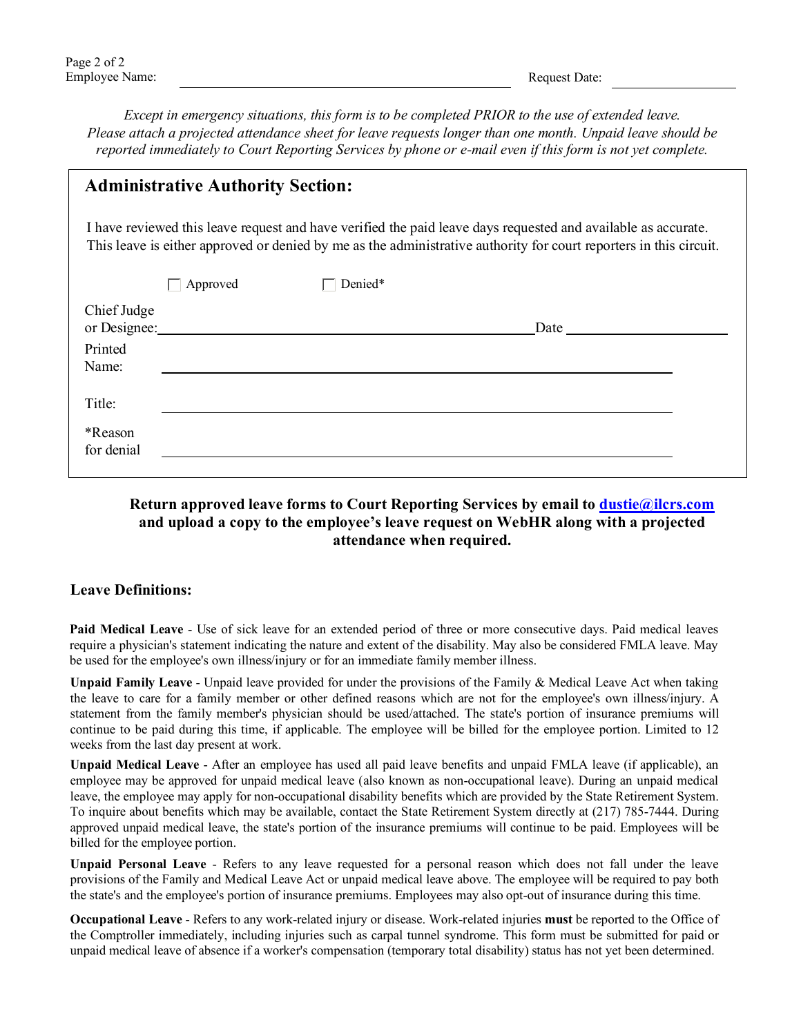Employee Name: ______________________________ Request Date: ______________

*Except in emergency situations, this form is to be completed PRIOR to the use of extended leave. Please attach a projected attendance sheet for leave requests longer than one month. Unpaid leave should be reported immediately to Court Reporting Services by phone or e-mail even if this form is not yet complete.*

## Administrative Authority Section:

I have reviewed this leave request and have verified the paid leave days requested and available as accurate. This leave is either approved or denied by me as the administrative authority for court reporters in this circuit.

☐ Approved ☐ Denied*

Chief Judge or Designee: ______________________________ Date ______________

Printed Name: ______________________________

Title: ______________________________

*Reason for denial ______________________________

**Return approved leave forms to Court Reporting Services by email to dustie@ilcrs.com and upload a copy to the employee's leave request on WebHR along with a projected attendance when required.**

### Leave Definitions:

**Paid Medical Leave** - Use of sick leave for an extended period of three or more consecutive days. Paid medical leaves require a physician's statement indicating the nature and extent of the disability. May also be considered FMLA leave. May be used for the employee's own illness/injury or for an immediate family member illness.

**Unpaid Family Leave** - Unpaid leave provided for under the provisions of the Family & Medical Leave Act when taking the leave to care for a family member or other defined reasons which are not for the employee's own illness/injury. A statement from the family member's physician should be used/attached. The state's portion of insurance premiums will continue to be paid during this time, if applicable. The employee will be billed for the employee portion. Limited to 12 weeks from the last day present at work.

**Unpaid Medical Leave** - After an employee has used all paid leave benefits and unpaid FMLA leave (if applicable), an employee may be approved for unpaid medical leave (also known as non-occupational leave). During an unpaid medical leave, the employee may apply for non-occupational disability benefits which are provided by the State Retirement System. To inquire about benefits which may be available, contact the State Retirement System directly at (217) 785-7444. During approved unpaid medical leave, the state's portion of the insurance premiums will continue to be paid. Employees will be billed for the employee portion.

**Unpaid Personal Leave** - Refers to any leave requested for a personal reason which does not fall under the leave provisions of the Family and Medical Leave Act or unpaid medical leave above. The employee will be required to pay both the state's and the employee's portion of insurance premiums. Employees may also opt-out of insurance during this time.

**Occupational Leave** - Refers to any work-related injury or disease. Work-related injuries **must** be reported to the Office of the Comptroller immediately, including injuries such as carpal tunnel syndrome. This form must be submitted for paid or unpaid medical leave of absence if a worker's compensation (temporary total disability) status has not yet been determined.